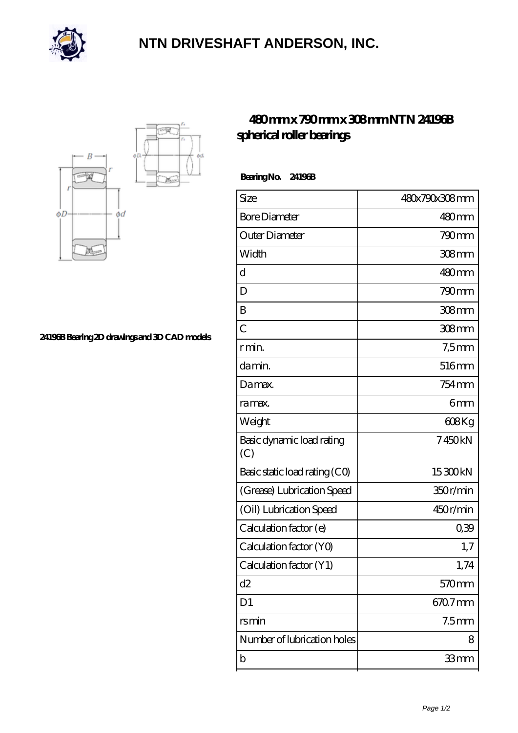# NTN DRIVESHAFT ANDERSON, INC.

24196B Bearing 2D drawings and 3D CAD models

## 480 mm x 790 mm x 308 mm NTN 24196B spherical roller bearings

**Bearing No. 24196B**

| Size | 480x790x308 mm |
|---|---|
| Bore Diameter | 480 mm |
| Outer Diameter | 790 mm |
| Width | 308 mm |
| d | 480 mm |
| D | 790 mm |
| B | 308 mm |
| C | 308 mm |
| r min. | 7,5 mm |
| da min. | 516 mm |
| Da max. | 754 mm |
| ra max. | 6 mm |
| Weight | 608 Kg |
| Basic dynamic load rating (C) | 7 450 kN |
| Basic static load rating (C0) | 15 300 kN |
| (Grease) Lubrication Speed | 350 r/min |
| (Oil) Lubrication Speed | 450 r/min |
| Calculation factor (e) | 0,39 |
| Calculation factor (Y0) | 1,7 |
| Calculation factor (Y1) | 1,74 |
| d2 | 570 mm |
| D1 | 670.7 mm |
| rs min | 7.5 mm |
| Number of lubrication holes | 8 |
| b | 33 mm |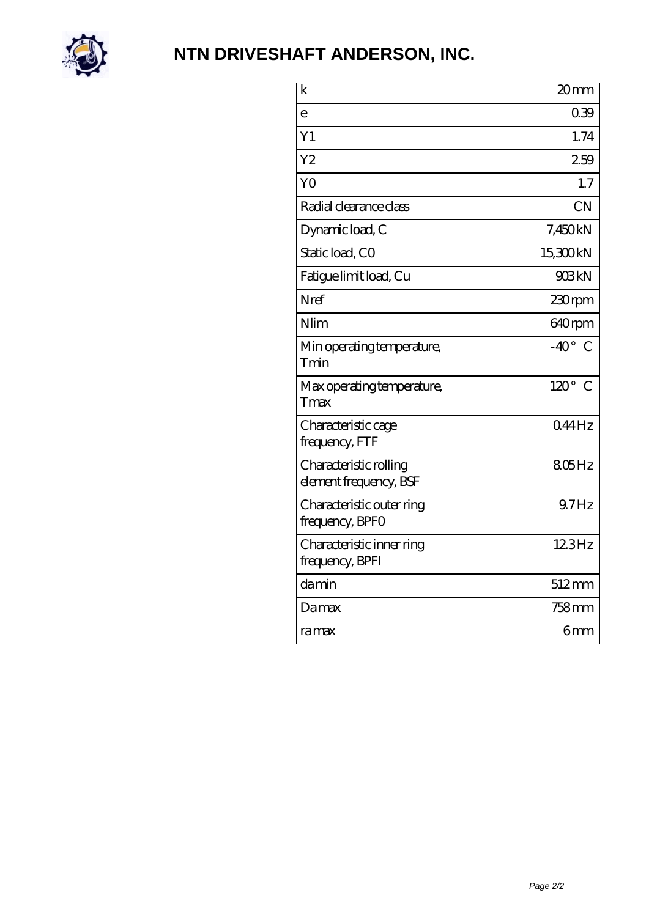# NTN DRIVESHAFT ANDERSON, INC.

| | |
|---|---|
| k | 20 mm |
| e | 0.39 |
| Y1 | 1.74 |
| Y2 | 2.59 |
| Y0 | 1.7 |
| Radial clearance class | CN |
| Dynamic load, C | 7,450 kN |
| Static load, C0 | 15,300 kN |
| Fatigue limit load, Cu | 903 kN |
| Nref | 230 rpm |
| Nlim | 640 rpm |
| Min operating temperature, Tmin | -40 ° C |
| Max operating temperature, Tmax | 120 ° C |
| Characteristic cage frequency, FTF | 0.44 Hz |
| Characteristic rolling element frequency, BSF | 8.05 Hz |
| Characteristic outer ring frequency, BPFO | 9.7 Hz |
| Characteristic inner ring frequency, BPFI | 12.3 Hz |
| da min | 512 mm |
| Da max | 758 mm |
| ra max | 6 mm |